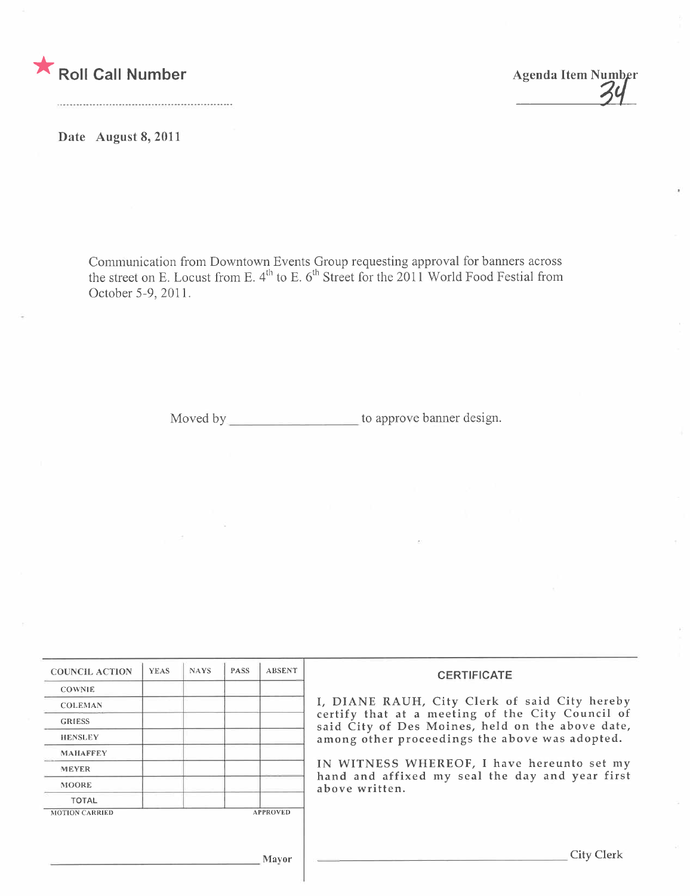★ **Roll Call Number**

..........................................................

**Agenda Item Number**
34

**Date August 8, 2011**

Communication from Downtown Events Group requesting approval for banners across the street on E. Locust from E. 4th to E. 6th Street for the 2011 World Food Festial from October 5-9, 2011.

Moved by __________________ to approve banner design.

| COUNCIL ACTION | YEAS | NAYS | PASS | ABSENT |
|---|---|---|---|---|
| COWNIE | | | | |
| COLEMAN | | | | |
| GRIESS | | | | |
| HENSLEY | | | | |
| MAHAFFEY | | | | |
| MEYER | | | | |
| MOORE | | | | |
| TOTAL | | | | |
| MOTION CARRIED | | | | APPROVED |

______________________________ Mayor

**CERTIFICATE**

I, DIANE RAUH, City Clerk of said City hereby certify that at a meeting of the City Council of said City of Des Moines, held on the above date, among other proceedings the above was adopted.

IN WITNESS WHEREOF, I have hereunto set my hand and affixed my seal the day and year first above written.

______________________________ City Clerk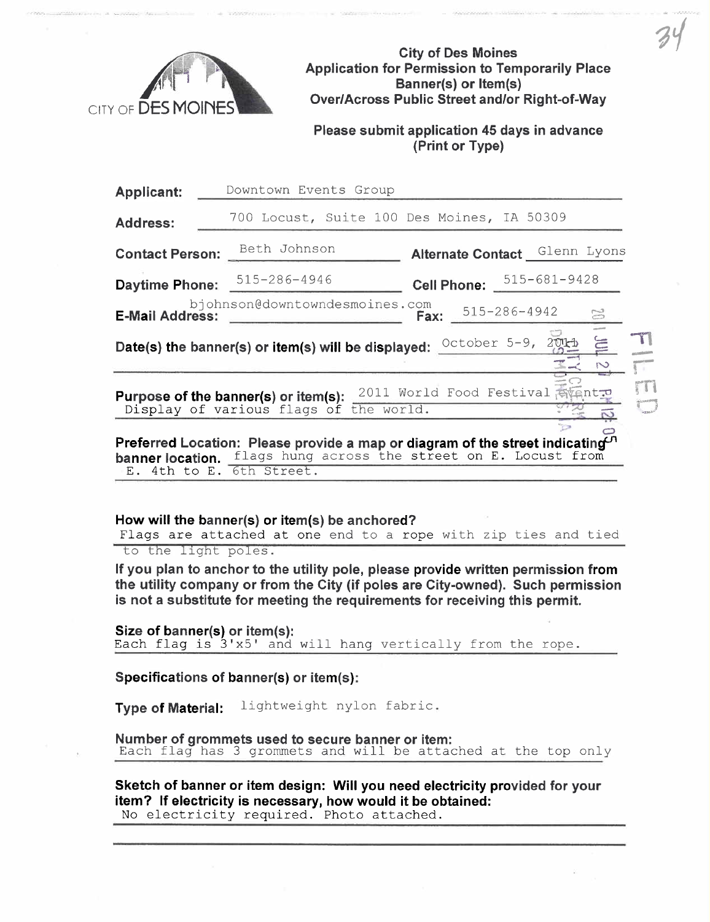CITY OF DES MOINES

# City of Des Moines
## Application for Permission to Temporarily Place Banner(s) or Item(s) Over/Across Public Street and/or Right-of-Way

**Please submit application 45 days in advance (Print or Type)**

**Applicant:** Downtown Events Group

**Address:** 700 Locust, Suite 100 Des Moines, IA 50309

**Contact Person:** Beth Johnson **Alternate Contact** Glenn Lyons

**Daytime Phone:** 515-286-4946 **Cell Phone:** 515-681-9428

**E-Mail Address:** bjohnson@downtowndesmoines.com **Fax:** 515-286-4942

**Date(s) the banner(s) or item(s) will be displayed:** October 5-9, 2011

**Purpose of the banner(s) or item(s):** 2011 World Food Festival Event. Display of various flags of the world.

**Preferred Location: Please provide a map or diagram of the street indicating banner location.** flags hung across the street on E. Locust from E. 4th to E. 6th Street.

**How will the banner(s) or item(s) be anchored?**
Flags are attached at one end to a rope with zip ties and tied to the light poles.

**If you plan to anchor to the utility pole, please provide written permission from the utility company or from the City (if poles are City-owned). Such permission is not a substitute for meeting the requirements for receiving this permit.**

**Size of banner(s) or item(s):**
Each flag is 3'x5' and will hang vertically from the rope.

**Specifications of banner(s) or item(s):**

**Type of Material:** lightweight nylon fabric.

**Number of grommets used to secure banner or item:**
Each flag has 3 grommets and will be attached at the top only

**Sketch of banner or item design: Will you need electricity provided for your item? If electricity is necessary, how would it be obtained:**
No electricity required. Photo attached.

FILED 2011 JUL 27 PM 12:05 CITY CLERK DES MOINES, IA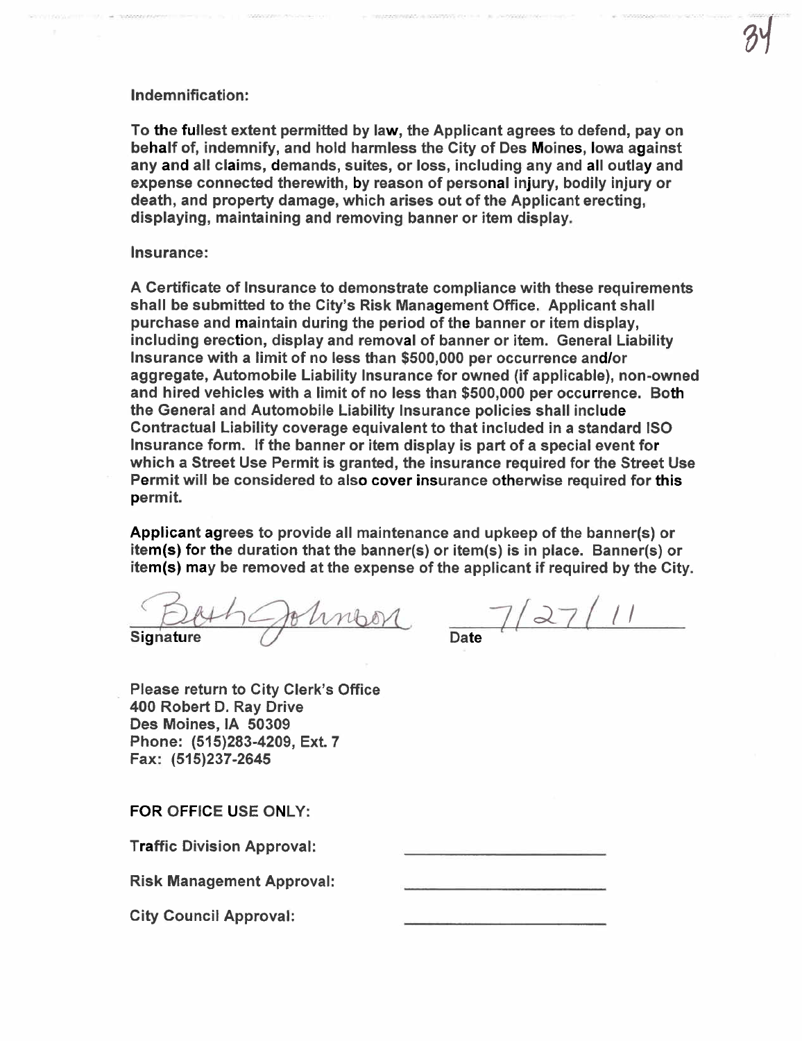**Indemnification:**

To the fullest extent permitted by law, the Applicant agrees to defend, pay on behalf of, indemnify, and hold harmless the City of Des Moines, Iowa against any and all claims, demands, suites, or loss, including any and all outlay and expense connected therewith, by reason of personal injury, bodily injury or death, and property damage, which arises out of the Applicant erecting, displaying, maintaining and removing banner or item display.

**Insurance:**

A Certificate of Insurance to demonstrate compliance with these requirements shall be submitted to the City's Risk Management Office. Applicant shall purchase and maintain during the period of the banner or item display, including erection, display and removal of banner or item. General Liability Insurance with a limit of no less than $500,000 per occurrence and/or aggregate, Automobile Liability Insurance for owned (if applicable), non-owned and hired vehicles with a limit of no less than $500,000 per occurrence. Both the General and Automobile Liability Insurance policies shall include Contractual Liability coverage equivalent to that included in a standard ISO Insurance form. If the banner or item display is part of a special event for which a Street Use Permit is granted, the insurance required for the Street Use Permit will be considered to also cover insurance otherwise required for this permit.

Applicant agrees to provide all maintenance and upkeep of the banner(s) or item(s) for the duration that the banner(s) or item(s) is in place. Banner(s) or item(s) may be removed at the expense of the applicant if required by the City.

Beth Johnson — Signature

7/27/11 — Date

Please return to City Clerk's Office
400 Robert D. Ray Drive
Des Moines, IA 50309
Phone: (515)283-4209, Ext. 7
Fax: (515)237-2645

**FOR OFFICE USE ONLY:**

Traffic Division Approval: ______________________

Risk Management Approval: ______________________

City Council Approval: ______________________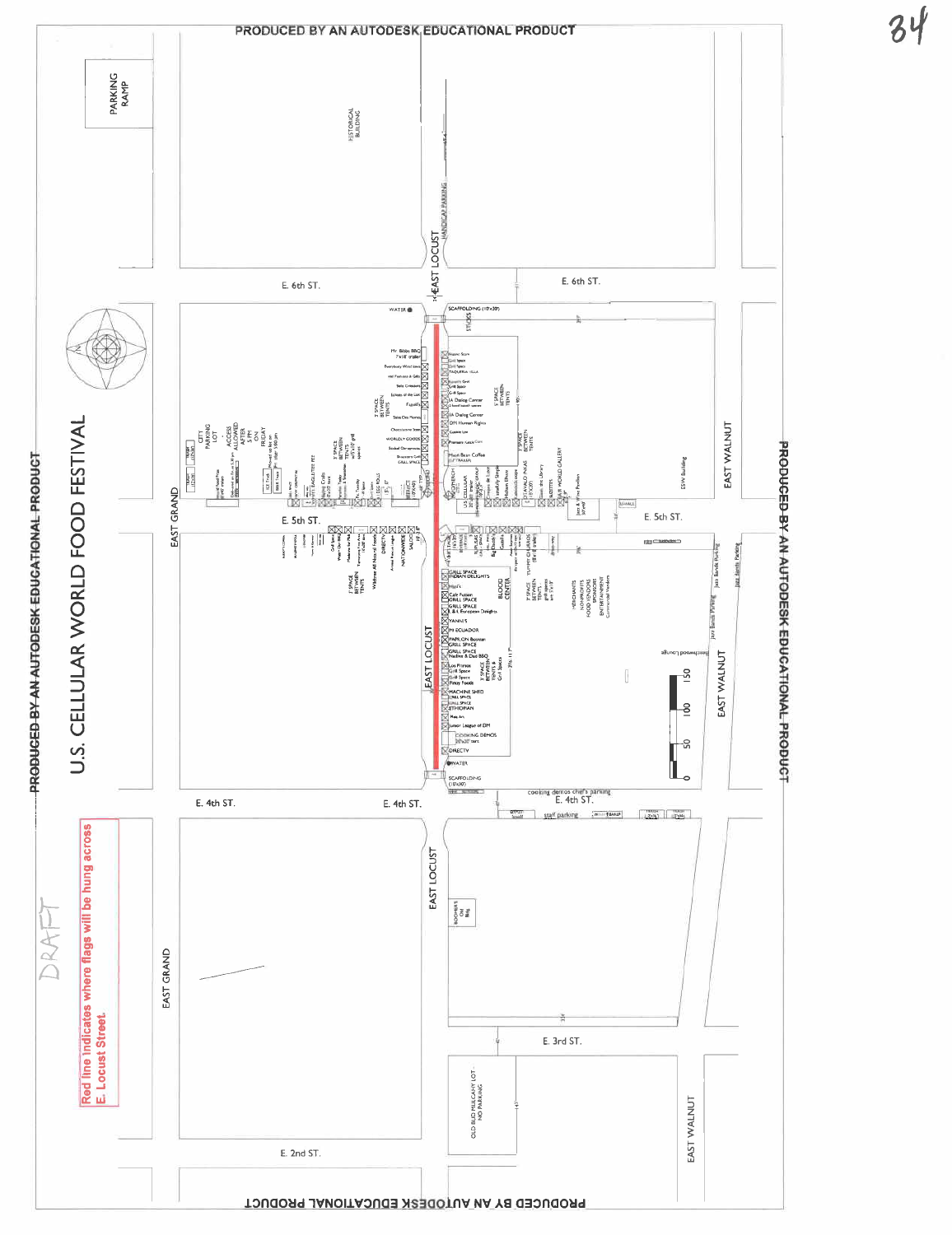# U.S. CELLULAR WORLD FOOD FESTIVAL

DRAFT

Red line indicates where flags will be hung across E. Locust Street.

PARKING RAMP

HISTORICAL BUILDING

HANDICAP PARKING

EAST LOCUST

E. 6th ST.

WATER

SCAFFOLDING (10'x30')

CITY PARKING LOT ACCESS ALLOWED AFTER 5 PM ON FRIDAY

EAST GRAND

E. 5th ST.

BLOOD CENTER

MERCHANTS NONPROFITS FOOD VENDORS SPONSORS ENTERTAINMENT

EAST WALNUT

E. 4th ST.

cooking demos chef's parking

staff parking

SCAFFOLDING (10'x30')

WATER

DIRECTV

COOKING DEMOS

E. 3rd ST.

OLD BUD MULCAHY LOT - NO PARKING

E. 2nd ST.

0 50 100 150